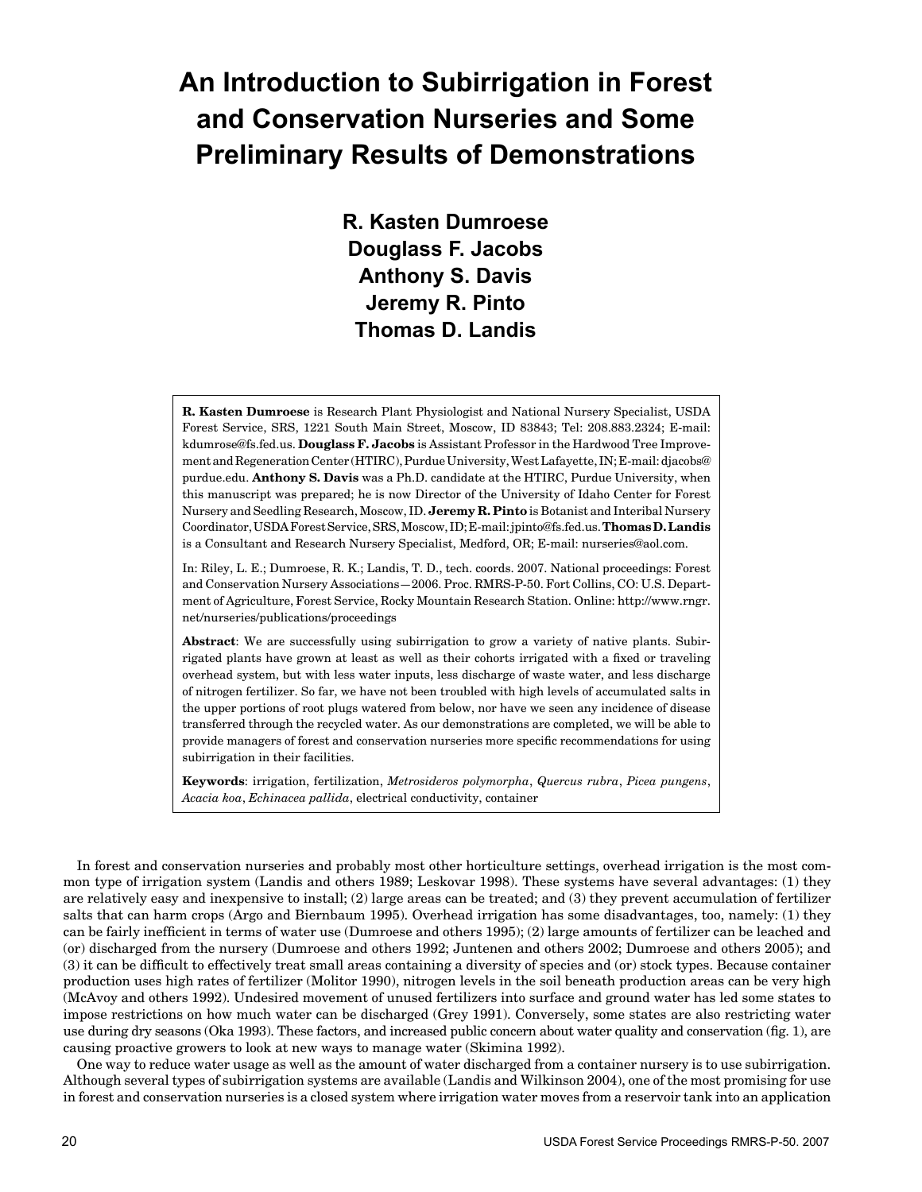# An Introduction to Subirrigation in Forest and Conservation Nurseries and Some Preliminary Results of Demonstrations

**R. Kasten Dumroese**
**Douglass F. Jacobs**
**Anthony S. Davis**
**Jeremy R. Pinto**
**Thomas D. Landis**

**R. Kasten Dumroese** is Research Plant Physiologist and National Nursery Specialist, USDA Forest Service, SRS, 1221 South Main Street, Moscow, ID 83843; Tel: 208.883.2324; E-mail: kdumrose@fs.fed.us. **Douglass F. Jacobs** is Assistant Professor in the Hardwood Tree Improvement and Regeneration Center (HTIRC), Purdue University, West Lafayette, IN; E-mail: djacobs@purdue.edu. **Anthony S. Davis** was a Ph.D. candidate at the HTIRC, Purdue University, when this manuscript was prepared; he is now Director of the University of Idaho Center for Forest Nursery and Seedling Research, Moscow, ID. **Jeremy R. Pinto** is Botanist and Interibal Nursery Coordinator, USDA Forest Service, SRS, Moscow, ID; E-mail: jpinto@fs.fed.us. **Thomas D. Landis** is a Consultant and Research Nursery Specialist, Medford, OR; E-mail: nurseries@aol.com.

In: Riley, L. E.; Dumroese, R. K.; Landis, T. D., tech. coords. 2007. National proceedings: Forest and Conservation Nursery Associations—2006. Proc. RMRS-P-50. Fort Collins, CO: U.S. Department of Agriculture, Forest Service, Rocky Mountain Research Station. Online: http://www.rngr.net/nurseries/publications/proceedings

**Abstract**: We are successfully using subirrigation to grow a variety of native plants. Subirrigated plants have grown at least as well as their cohorts irrigated with a fixed or traveling overhead system, but with less water inputs, less discharge of waste water, and less discharge of nitrogen fertilizer. So far, we have not been troubled with high levels of accumulated salts in the upper portions of root plugs watered from below, nor have we seen any incidence of disease transferred through the recycled water. As our demonstrations are completed, we will be able to provide managers of forest and conservation nurseries more specific recommendations for using subirrigation in their facilities.

**Keywords**: irrigation, fertilization, *Metrosideros polymorpha*, *Quercus rubra*, *Picea pungens*, *Acacia koa*, *Echinacea pallida*, electrical conductivity, container

In forest and conservation nurseries and probably most other horticulture settings, overhead irrigation is the most common type of irrigation system (Landis and others 1989; Leskovar 1998). These systems have several advantages: (1) they are relatively easy and inexpensive to install; (2) large areas can be treated; and (3) they prevent accumulation of fertilizer salts that can harm crops (Argo and Biernbaum 1995). Overhead irrigation has some disadvantages, too, namely: (1) they can be fairly inefficient in terms of water use (Dumroese and others 1995); (2) large amounts of fertilizer can be leached and (or) discharged from the nursery (Dumroese and others 1992; Juntenen and others 2002; Dumroese and others 2005); and (3) it can be difficult to effectively treat small areas containing a diversity of species and (or) stock types. Because container production uses high rates of fertilizer (Molitor 1990), nitrogen levels in the soil beneath production areas can be very high (McAvoy and others 1992). Undesired movement of unused fertilizers into surface and ground water has led some states to impose restrictions on how much water can be discharged (Grey 1991). Conversely, some states are also restricting water use during dry seasons (Oka 1993). These factors, and increased public concern about water quality and conservation (fig. 1), are causing proactive growers to look at new ways to manage water (Skimina 1992).

One way to reduce water usage as well as the amount of water discharged from a container nursery is to use subirrigation. Although several types of subirrigation systems are available (Landis and Wilkinson 2004), one of the most promising for use in forest and conservation nurseries is a closed system where irrigation water moves from a reservoir tank into an application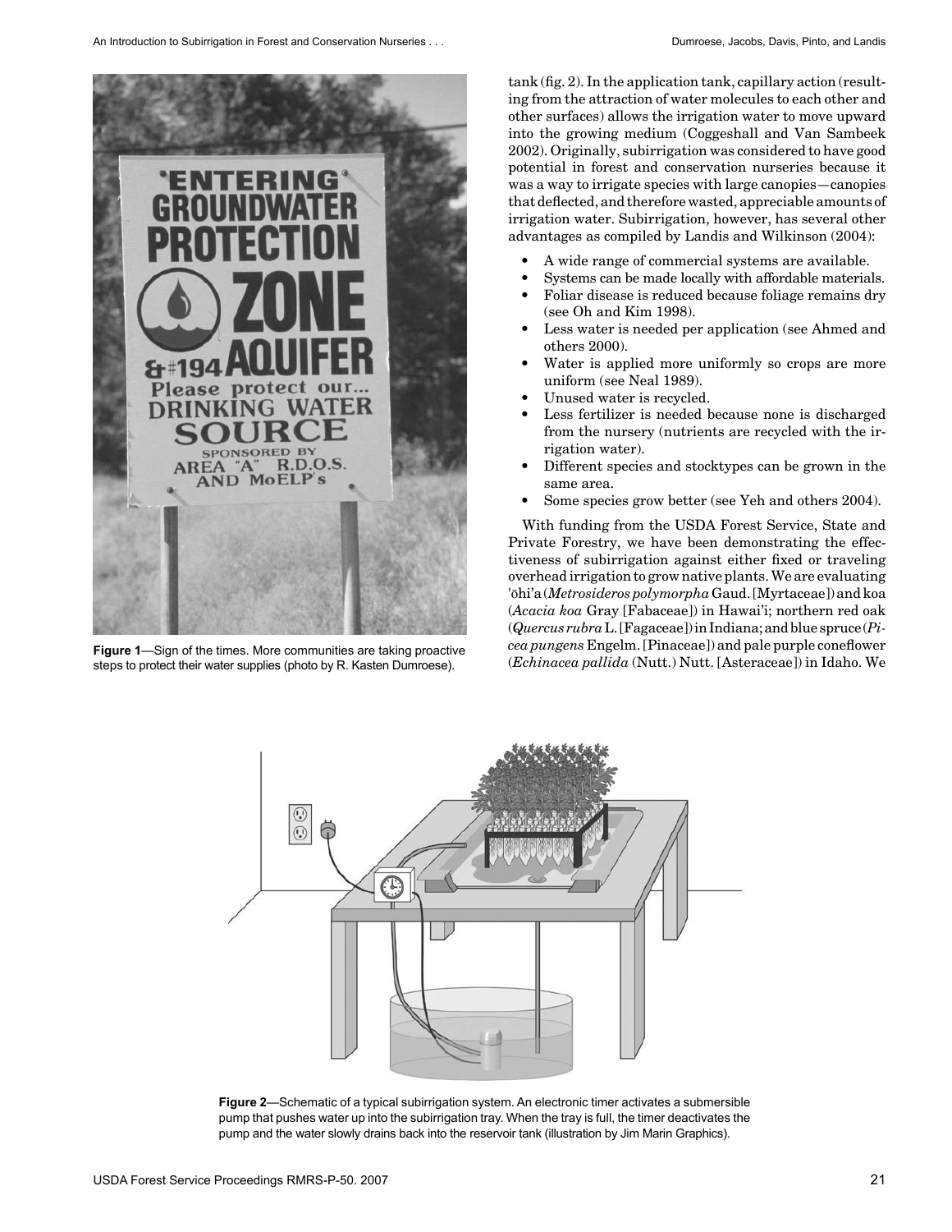Figure 1—Sign of the times. More communities are taking proactive steps to protect their water supplies (photo by R. Kasten Dumroese).

tank (fig. 2). In the application tank, capillary action (resulting from the attraction of water molecules to each other and other surfaces) allows the irrigation water to move upward into the growing medium (Coggeshall and Van Sambeek 2002). Originally, subirrigation was considered to have good potential in forest and conservation nurseries because it was a way to irrigate species with large canopies—canopies that deflected, and therefore wasted, appreciable amounts of irrigation water. Subirrigation, however, has several other advantages as compiled by Landis and Wilkinson (2004):

- A wide range of commercial systems are available.
- Systems can be made locally with affordable materials.
- Foliar disease is reduced because foliage remains dry (see Oh and Kim 1998).
- Less water is needed per application (see Ahmed and others 2000).
- Water is applied more uniformly so crops are more uniform (see Neal 1989).
- Unused water is recycled.
- Less fertilizer is needed because none is discharged from the nursery (nutrients are recycled with the irrigation water).
- Different species and stocktypes can be grown in the same area.
- Some species grow better (see Yeh and others 2004).

With funding from the USDA Forest Service, State and Private Forestry, we have been demonstrating the effectiveness of subirrigation against either fixed or traveling overhead irrigation to grow native plants. We are evaluating 'ōhi'a (*Metrosideros polymorpha* Gaud. [Myrtaceae]) and koa (*Acacia koa* Gray [Fabaceae]) in Hawai'i; northern red oak (*Quercus rubra* L. [Fagaceae]) in Indiana; and blue spruce (*Picea pungens* Engelm. [Pinaceae]) and pale purple coneflower (*Echinacea pallida* (Nutt.) Nutt. [Asteraceae]) in Idaho. We

Figure 2—Schematic of a typical subirrigation system. An electronic timer activates a submersible pump that pushes water up into the subirrigation tray. When the tray is full, the timer deactivates the pump and the water slowly drains back into the reservoir tank (illustration by Jim Marin Graphics).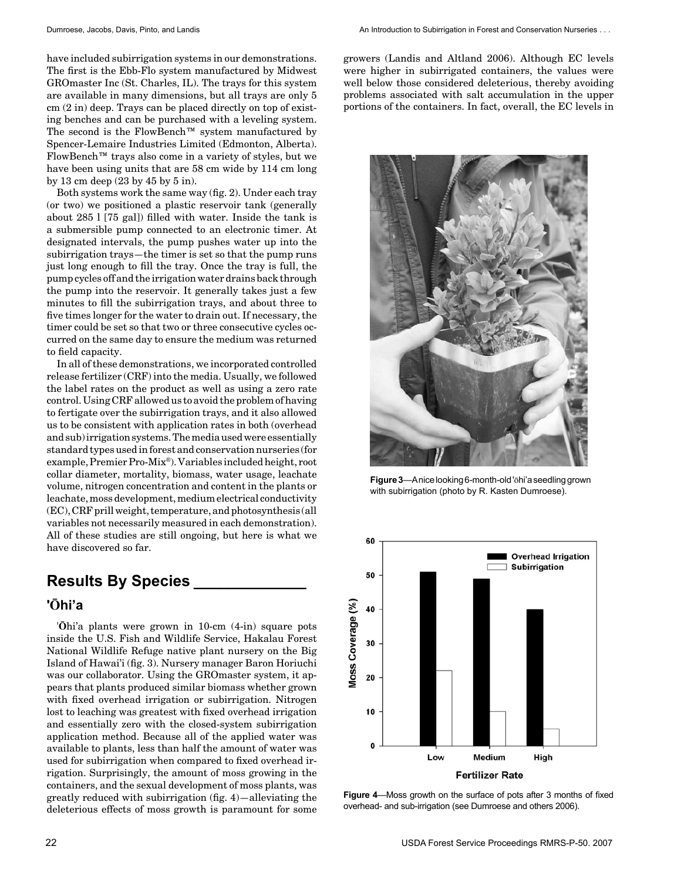have included subirrigation systems in our demonstrations. The first is the Ebb-Flo system manufactured by Midwest GROmaster Inc (St. Charles, IL). The trays for this system are available in many dimensions, but all trays are only 5 cm (2 in) deep. Trays can be placed directly on top of existing benches and can be purchased with a leveling system. The second is the FlowBench™ system manufactured by Spencer-Lemaire Industries Limited (Edmonton, Alberta). FlowBench™ trays also come in a variety of styles, but we have been using units that are 58 cm wide by 114 cm long by 13 cm deep (23 by 45 by 5 in).

Both systems work the same way (fig. 2). Under each tray (or two) we positioned a plastic reservoir tank (generally about 285 l [75 gal]) filled with water. Inside the tank is a submersible pump connected to an electronic timer. At designated intervals, the pump pushes water up into the subirrigation trays—the timer is set so that the pump runs just long enough to fill the tray. Once the tray is full, the pump cycles off and the irrigation water drains back through the pump into the reservoir. It generally takes just a few minutes to fill the subirrigation trays, and about three to five times longer for the water to drain out. If necessary, the timer could be set so that two or three consecutive cycles occurred on the same day to ensure the medium was returned to field capacity.

In all of these demonstrations, we incorporated controlled release fertilizer (CRF) into the media. Usually, we followed the label rates on the product as well as using a zero rate control. Using CRF allowed us to avoid the problem of having to fertigate over the subirrigation trays, and it also allowed us to be consistent with application rates in both (overhead and sub) irrigation systems. The media used were essentially standard types used in forest and conservation nurseries (for example, Premier Pro-Mix®). Variables included height, root collar diameter, mortality, biomass, water usage, leachate volume, nitrogen concentration and content in the plants or leachate, moss development, medium electrical conductivity (EC), CRF prill weight, temperature, and photosynthesis (all variables not necessarily measured in each demonstration). All of these studies are still ongoing, but here is what we have discovered so far.

## Results By Species

### 'Ōhi'a

'Ōhi'a plants were grown in 10-cm (4-in) square pots inside the U.S. Fish and Wildlife Service, Hakalau Forest National Wildlife Refuge native plant nursery on the Big Island of Hawai'i (fig. 3). Nursery manager Baron Horiuchi was our collaborator. Using the GROmaster system, it appears that plants produced similar biomass whether grown with fixed overhead irrigation or subirrigation. Nitrogen lost to leaching was greatest with fixed overhead irrigation and essentially zero with the closed-system subirrigation application method. Because all of the applied water was available to plants, less than half the amount of water was used for subirrigation when compared to fixed overhead irrigation. Surprisingly, the amount of moss growing in the containers, and the sexual development of moss plants, was greatly reduced with subirrigation (fig. 4)—alleviating the deleterious effects of moss growth is paramount for some growers (Landis and Altland 2006). Although EC levels were higher in subirrigated containers, the values were well below those considered deleterious, thereby avoiding problems associated with salt accumulation in the upper portions of the containers. In fact, overall, the EC levels in

**Figure 3**—A nice looking 6-month-old 'ōhi'a seedling grown with subirrigation (photo by R. Kasten Dumroese).

**Figure 4**—Moss growth on the surface of pots after 3 months of fixed overhead- and sub-irrigation (see Dumroese and others 2006).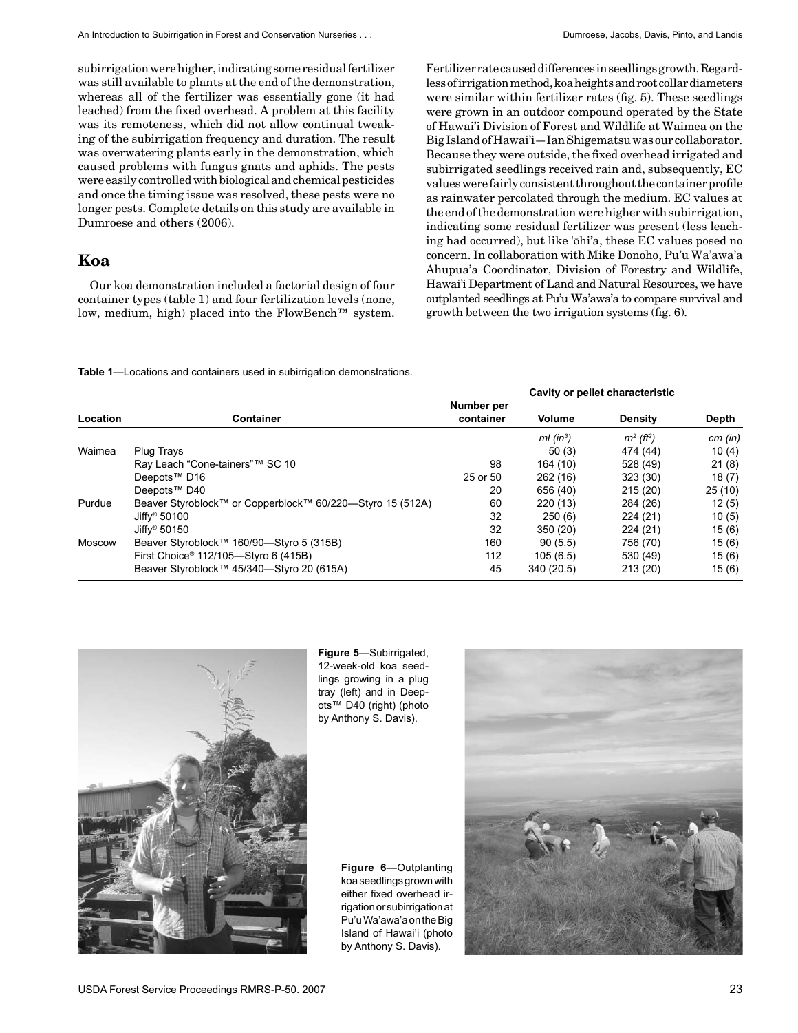subirrigation were higher, indicating some residual fertilizer was still available to plants at the end of the demonstration, whereas all of the fertilizer was essentially gone (it had leached) from the fixed overhead. A problem at this facility was its remoteness, which did not allow continual tweaking of the subirrigation frequency and duration. The result was overwatering plants early in the demonstration, which caused problems with fungus gnats and aphids. The pests were easily controlled with biological and chemical pesticides and once the timing issue was resolved, these pests were no longer pests. Complete details on this study are available in Dumroese and others (2006).

## Koa

Our koa demonstration included a factorial design of four container types (table 1) and four fertilization levels (none, low, medium, high) placed into the FlowBench™ system. Fertilizer rate caused differences in seedlings growth. Regardless of irrigation method, koa heights and root collar diameters were similar within fertilizer rates (fig. 5). These seedlings were grown in an outdoor compound operated by the State of Hawai'i Division of Forest and Wildlife at Waimea on the Big Island of Hawai'i—Ian Shigematsu was our collaborator. Because they were outside, the fixed overhead irrigated and subirrigated seedlings received rain and, subsequently, EC values were fairly consistent throughout the container profile as rainwater percolated through the medium. EC values at the end of the demonstration were higher with subirrigation, indicating some residual fertilizer was present (less leaching had occurred), but like 'ōhi'a, these EC values posed no concern. In collaboration with Mike Donoho, Pu'u Wa'awa'a Ahupua'a Coordinator, Division of Forestry and Wildlife, Hawai'i Department of Land and Natural Resources, we have outplanted seedlings at Pu'u Wa'awa'a to compare survival and growth between the two irrigation systems (fig. 6).

**Table 1**—Locations and containers used in subirrigation demonstrations.

| | | Cavity or pellet characteristic | | | |
|---|---|---|---|---|---|
| **Location** | **Container** | **Number per container** | **Volume** | **Density** | **Depth** |
| | | | *ml (in$^3$)* | *m$^2$ (ft$^2$)* | *cm (in)* |
| Waimea | Plug Trays | | 50 (3) | 474 (44) | 10 (4) |
| | Ray Leach "Cone-tainers"™ SC 10 | 98 | 164 (10) | 528 (49) | 21 (8) |
| | Deepots™ D16 | 25 or 50 | 262 (16) | 323 (30) | 18 (7) |
| | Deepots™ D40 | 20 | 656 (40) | 215 (20) | 25 (10) |
| Purdue | Beaver Styroblock™ or Copperblock™ 60/220—Styro 15 (512A) | 60 | 220 (13) | 284 (26) | 12 (5) |
| | Jiffy® 50100 | 32 | 250 (6) | 224 (21) | 10 (5) |
| | Jiffy® 50150 | 32 | 350 (20) | 224 (21) | 15 (6) |
| Moscow | Beaver Styroblock™ 160/90—Styro 5 (315B) | 160 | 90 (5.5) | 756 (70) | 15 (6) |
| | First Choice® 112/105—Styro 6 (415B) | 112 | 105 (6.5) | 530 (49) | 15 (6) |
| | Beaver Styroblock™ 45/340—Styro 20 (615A) | 45 | 340 (20.5) | 213 (20) | 15 (6) |

**Figure 5**—Subirrigated, 12-week-old koa seedlings growing in a plug tray (left) and in Deepots™ D40 (right) (photo by Anthony S. Davis).

**Figure 6**—Outplanting koa seedlings grown with either fixed overhead irrigation or subirrigation at Pu'u Wa'awa'a on the Big Island of Hawai'i (photo by Anthony S. Davis).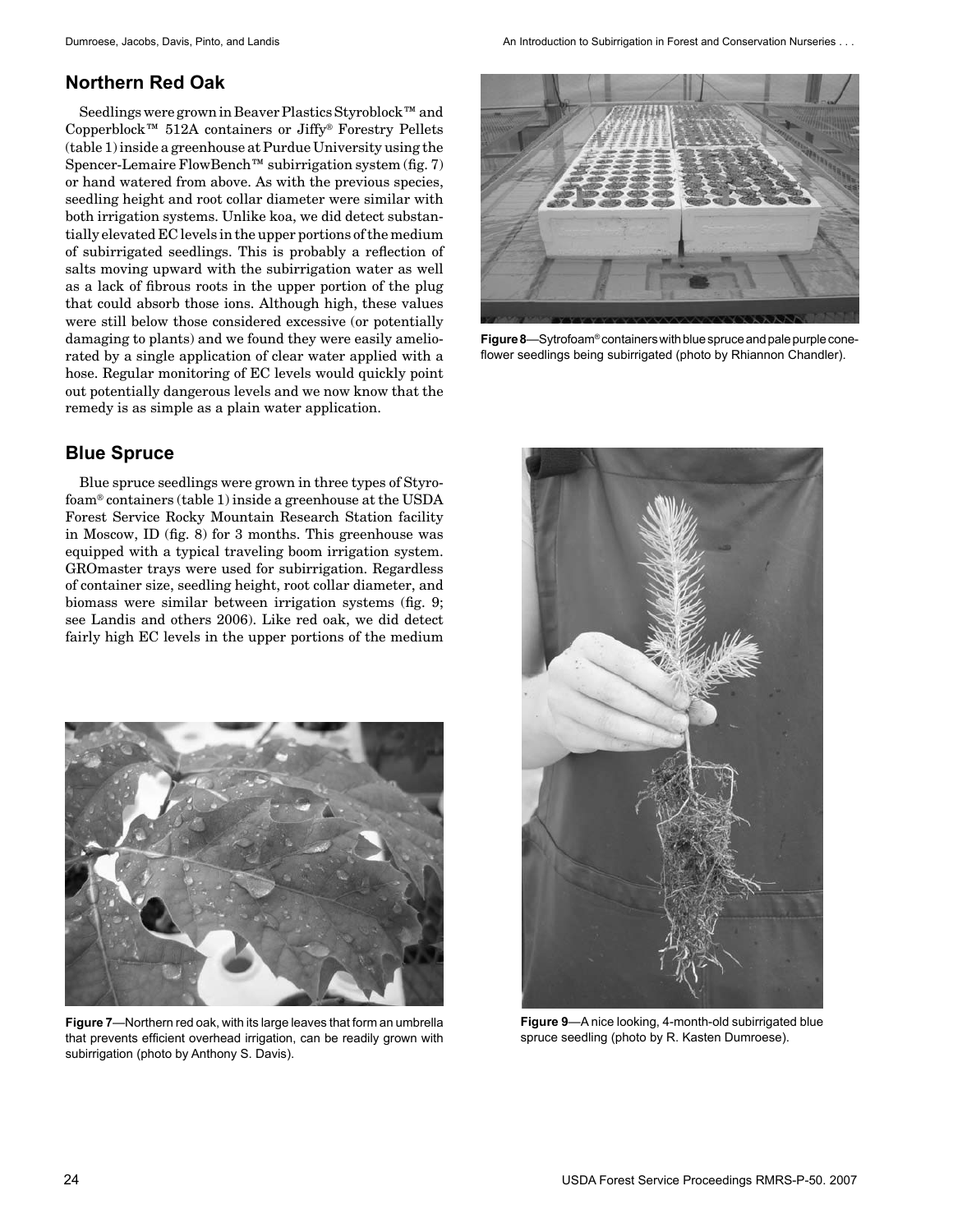## Northern Red Oak

Seedlings were grown in Beaver Plastics Styroblock™ and Copperblock™ 512A containers or Jiffy® Forestry Pellets (table 1) inside a greenhouse at Purdue University using the Spencer-Lemaire FlowBench™ subirrigation system (fig. 7) or hand watered from above. As with the previous species, seedling height and root collar diameter were similar with both irrigation systems. Unlike koa, we did detect substantially elevated EC levels in the upper portions of the medium of subirrigated seedlings. This is probably a reflection of salts moving upward with the subirrigation water as well as a lack of fibrous roots in the upper portion of the plug that could absorb those ions. Although high, these values were still below those considered excessive (or potentially damaging to plants) and we found they were easily ameliorated by a single application of clear water applied with a hose. Regular monitoring of EC levels would quickly point out potentially dangerous levels and we now know that the remedy is as simple as a plain water application.

## Blue Spruce

Blue spruce seedlings were grown in three types of Styrofoam® containers (table 1) inside a greenhouse at the USDA Forest Service Rocky Mountain Research Station facility in Moscow, ID (fig. 8) for 3 months. This greenhouse was equipped with a typical traveling boom irrigation system. GROmaster trays were used for subirrigation. Regardless of container size, seedling height, root collar diameter, and biomass were similar between irrigation systems (fig. 9; see Landis and others 2006). Like red oak, we did detect fairly high EC levels in the upper portions of the medium

**Figure 8**—Sytrofoam® containers with blue spruce and pale purple coneflower seedlings being subirrigated (photo by Rhiannon Chandler).

**Figure 7**—Northern red oak, with its large leaves that form an umbrella that prevents efficient overhead irrigation, can be readily grown with subirrigation (photo by Anthony S. Davis).

**Figure 9**—A nice looking, 4-month-old subirrigated blue spruce seedling (photo by R. Kasten Dumroese).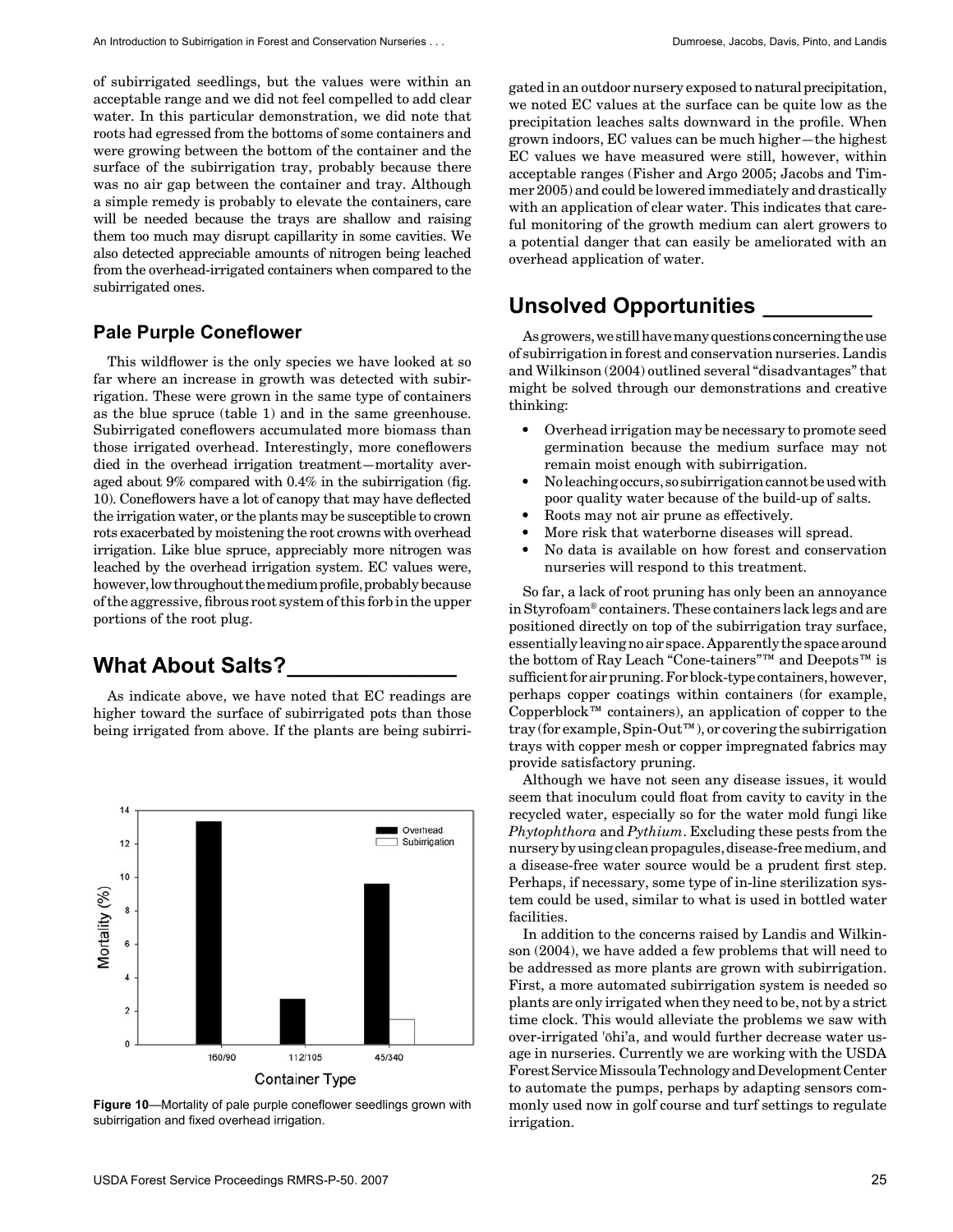of subirrigated seedlings, but the values were within an acceptable range and we did not feel compelled to add clear water. In this particular demonstration, we did note that roots had egressed from the bottoms of some containers and were growing between the bottom of the container and the surface of the subirrigation tray, probably because there was no air gap between the container and tray. Although a simple remedy is probably to elevate the containers, care will be needed because the trays are shallow and raising them too much may disrupt capillarity in some cavities. We also detected appreciable amounts of nitrogen being leached from the overhead-irrigated containers when compared to the subirrigated ones.

### Pale Purple Coneflower

This wildflower is the only species we have looked at so far where an increase in growth was detected with subirrigation. These were grown in the same type of containers as the blue spruce (table 1) and in the same greenhouse. Subirrigated coneflowers accumulated more biomass than those irrigated overhead. Interestingly, more coneflowers died in the overhead irrigation treatment—mortality averaged about 9% compared with 0.4% in the subirrigation (fig. 10). Coneflowers have a lot of canopy that may have deflected the irrigation water, or the plants may be susceptible to crown rots exacerbated by moistening the root crowns with overhead irrigation. Like blue spruce, appreciably more nitrogen was leached by the overhead irrigation system. EC values were, however, low throughout the medium profile, probably because of the aggressive, fibrous root system of this forb in the upper portions of the root plug.

## What About Salts?

As indicate above, we have noted that EC readings are higher toward the surface of subirrigated pots than those being irrigated from above. If the plants are being subirrigated in an outdoor nursery exposed to natural precipitation, we noted EC values at the surface can be quite low as the precipitation leaches salts downward in the profile. When grown indoors, EC values can be much higher—the highest EC values we have measured were still, however, within acceptable ranges (Fisher and Argo 2005; Jacobs and Timmer 2005) and could be lowered immediately and drastically with an application of clear water. This indicates that careful monitoring of the growth medium can alert growers to a potential danger that can easily be ameliorated with an overhead application of water.

**Figure 10**—Mortality of pale purple coneflower seedlings grown with subirrigation and fixed overhead irrigation.

## Unsolved Opportunities

As growers, we still have many questions concerning the use of subirrigation in forest and conservation nurseries. Landis and Wilkinson (2004) outlined several "disadvantages" that might be solved through our demonstrations and creative thinking:

- Overhead irrigation may be necessary to promote seed germination because the medium surface may not remain moist enough with subirrigation.
- No leaching occurs, so subirrigation cannot be used with poor quality water because of the build-up of salts.
- Roots may not air prune as effectively.
- More risk that waterborne diseases will spread.
- No data is available on how forest and conservation nurseries will respond to this treatment.

So far, a lack of root pruning has only been an annoyance in Styrofoam® containers. These containers lack legs and are positioned directly on top of the subirrigation tray surface, essentially leaving no air space. Apparently the space around the bottom of Ray Leach "Cone-tainers"™ and Deepots™ is sufficient for air pruning. For block-type containers, however, perhaps copper coatings within containers (for example, Copperblock™ containers), an application of copper to the tray (for example, Spin-Out™), or covering the subirrigation trays with copper mesh or copper impregnated fabrics may provide satisfactory pruning.

Although we have not seen any disease issues, it would seem that inoculum could float from cavity to cavity in the recycled water, especially so for the water mold fungi like *Phytophthora* and *Pythium*. Excluding these pests from the nursery by using clean propagules, disease-free medium, and a disease-free water source would be a prudent first step. Perhaps, if necessary, some type of in-line sterilization system could be used, similar to what is used in bottled water facilities.

In addition to the concerns raised by Landis and Wilkinson (2004), we have added a few problems that will need to be addressed as more plants are grown with subirrigation. First, a more automated subirrigation system is needed so plants are only irrigated when they need to be, not by a strict time clock. This would alleviate the problems we saw with over-irrigated 'ōhi'a, and would further decrease water usage in nurseries. Currently we are working with the USDA Forest Service Missoula Technology and Development Center to automate the pumps, perhaps by adapting sensors commonly used now in golf course and turf settings to regulate irrigation.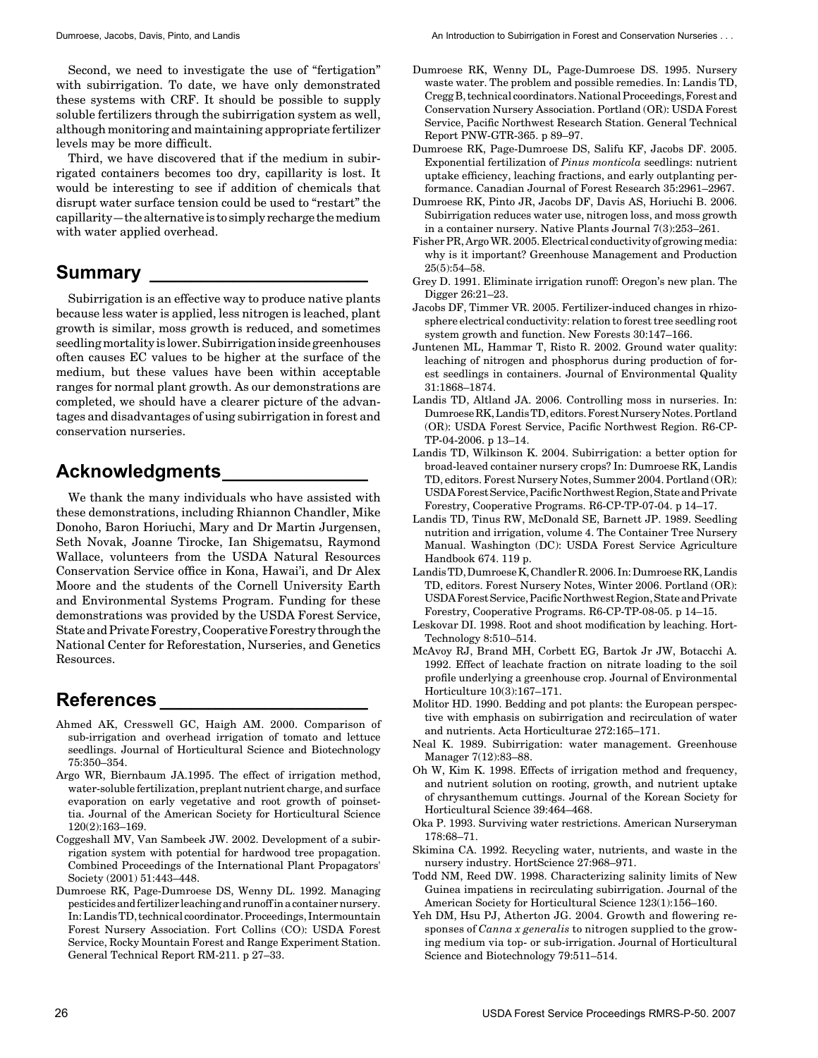Second, we need to investigate the use of "fertigation" with subirrigation. To date, we have only demonstrated these systems with CRF. It should be possible to supply soluble fertilizers through the subirrigation system as well, although monitoring and maintaining appropriate fertilizer levels may be more difficult.

Third, we have discovered that if the medium in subirrigated containers becomes too dry, capillarity is lost. It would be interesting to see if addition of chemicals that disrupt water surface tension could be used to "restart" the capillarity—the alternative is to simply recharge the medium with water applied overhead.

## Summary

Subirrigation is an effective way to produce native plants because less water is applied, less nitrogen is leached, plant growth is similar, moss growth is reduced, and sometimes seedling mortality is lower. Subirrigation inside greenhouses often causes EC values to be higher at the surface of the medium, but these values have been within acceptable ranges for normal plant growth. As our demonstrations are completed, we should have a clearer picture of the advantages and disadvantages of using subirrigation in forest and conservation nurseries.

## Acknowledgments

We thank the many individuals who have assisted with these demonstrations, including Rhiannon Chandler, Mike Donoho, Baron Horiuchi, Mary and Dr Martin Jurgensen, Seth Novak, Joanne Tirocke, Ian Shigematsu, Raymond Wallace, volunteers from the USDA Natural Resources Conservation Service office in Kona, Hawai'i, and Dr Alex Moore and the students of the Cornell University Earth and Environmental Systems Program. Funding for these demonstrations was provided by the USDA Forest Service, State and Private Forestry, Cooperative Forestry through the National Center for Reforestation, Nurseries, and Genetics Resources.

## References

Ahmed AK, Cresswell GC, Haigh AM. 2000. Comparison of sub-irrigation and overhead irrigation of tomato and lettuce seedlings. Journal of Horticultural Science and Biotechnology 75:350–354.

Argo WR, Biernbaum JA.1995. The effect of irrigation method, water-soluble fertilization, preplant nutrient charge, and surface evaporation on early vegetative and root growth of poinsettia. Journal of the American Society for Horticultural Science 120(2):163–169.

Coggeshall MV, Van Sambeek JW. 2002. Development of a subirrigation system with potential for hardwood tree propagation. Combined Proceedings of the International Plant Propagators' Society (2001) 51:443–448.

Dumroese RK, Page-Dumroese DS, Wenny DL. 1992. Managing pesticides and fertilizer leaching and runoff in a container nursery. In: Landis TD, technical coordinator. Proceedings, Intermountain Forest Nursery Association. Fort Collins (CO): USDA Forest Service, Rocky Mountain Forest and Range Experiment Station. General Technical Report RM-211. p 27–33.

Dumroese RK, Wenny DL, Page-Dumroese DS. 1995. Nursery waste water. The problem and possible remedies. In: Landis TD, Cregg B, technical coordinators. National Proceedings, Forest and Conservation Nursery Association. Portland (OR): USDA Forest Service, Pacific Northwest Research Station. General Technical Report PNW-GTR-365. p 89–97.

Dumroese RK, Page-Dumroese DS, Salifu KF, Jacobs DF. 2005. Exponential fertilization of *Pinus monticola* seedlings: nutrient uptake efficiency, leaching fractions, and early outplanting performance. Canadian Journal of Forest Research 35:2961–2967.

Dumroese RK, Pinto JR, Jacobs DF, Davis AS, Horiuchi B. 2006. Subirrigation reduces water use, nitrogen loss, and moss growth in a container nursery. Native Plants Journal 7(3):253–261.

Fisher PR, Argo WR. 2005. Electrical conductivity of growing media: why is it important? Greenhouse Management and Production 25(5):54–58.

Grey D. 1991. Eliminate irrigation runoff: Oregon's new plan. The Digger 26:21–23.

Jacobs DF, Timmer VR. 2005. Fertilizer-induced changes in rhizosphere electrical conductivity: relation to forest tree seedling root system growth and function. New Forests 30:147–166.

Juntenen ML, Hammar T, Risto R. 2002. Ground water quality: leaching of nitrogen and phosphorus during production of forest seedlings in containers. Journal of Environmental Quality 31:1868–1874.

Landis TD, Altland JA. 2006. Controlling moss in nurseries. In: Dumroese RK, Landis TD, editors. Forest Nursery Notes. Portland (OR): USDA Forest Service, Pacific Northwest Region. R6-CP-TP-04-2006. p 13–14.

Landis TD, Wilkinson K. 2004. Subirrigation: a better option for broad-leaved container nursery crops? In: Dumroese RK, Landis TD, editors. Forest Nursery Notes, Summer 2004. Portland (OR): USDA Forest Service, Pacific Northwest Region, State and Private Forestry, Cooperative Programs. R6-CP-TP-07-04. p 14–17.

Landis TD, Tinus RW, McDonald SE, Barnett JP. 1989. Seedling nutrition and irrigation, volume 4. The Container Tree Nursery Manual. Washington (DC): USDA Forest Service Agriculture Handbook 674. 119 p.

Landis TD, Dumroese K, Chandler R. 2006. In: Dumroese RK, Landis TD, editors. Forest Nursery Notes, Winter 2006. Portland (OR): USDA Forest Service, Pacific Northwest Region, State and Private Forestry, Cooperative Programs. R6-CP-TP-08-05. p 14–15.

Leskovar DI. 1998. Root and shoot modification by leaching. HortTechnology 8:510–514.

McAvoy RJ, Brand MH, Corbett EG, Bartok Jr JW, Botacchi A. 1992. Effect of leachate fraction on nitrate loading to the soil profile underlying a greenhouse crop. Journal of Environmental Horticulture 10(3):167–171.

Molitor HD. 1990. Bedding and pot plants: the European perspective with emphasis on subirrigation and recirculation of water and nutrients. Acta Horticulturae 272:165–171.

Neal K. 1989. Subirrigation: water management. Greenhouse Manager 7(12):83–88.

Oh W, Kim K. 1998. Effects of irrigation method and frequency, and nutrient solution on rooting, growth, and nutrient uptake of chrysanthemum cuttings. Journal of the Korean Society for Horticultural Science 39:464–468.

Oka P. 1993. Surviving water restrictions. American Nurseryman 178:68–71.

Skimina CA. 1992. Recycling water, nutrients, and waste in the nursery industry. HortScience 27:968–971.

Todd NM, Reed DW. 1998. Characterizing salinity limits of New Guinea impatiens in recirculating subirrigation. Journal of the American Society for Horticultural Science 123(1):156–160.

Yeh DM, Hsu PJ, Atherton JG. 2004. Growth and flowering responses of *Canna x generalis* to nitrogen supplied to the growing medium via top- or sub-irrigation. Journal of Horticultural Science and Biotechnology 79:511–514.